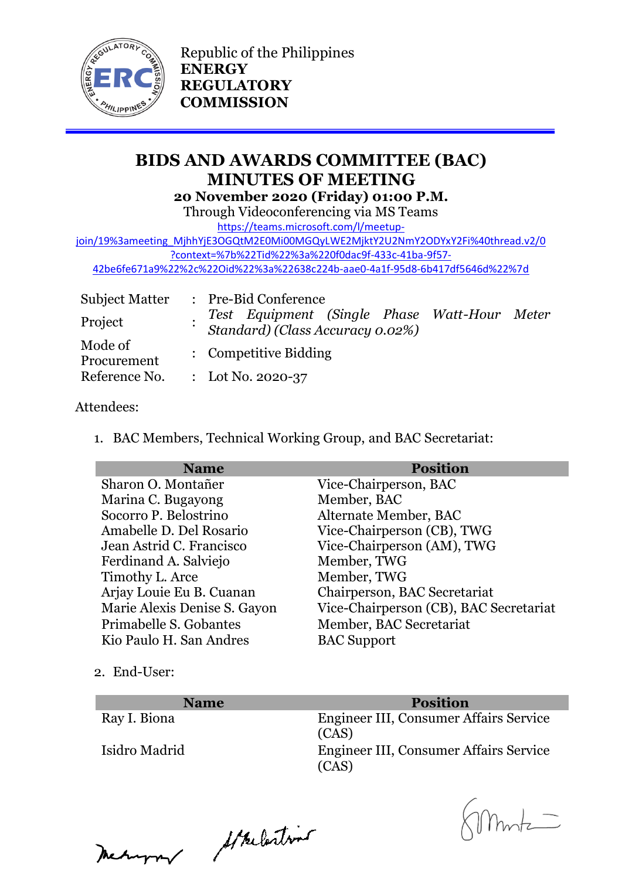Republic of the Philippines
**ENERGY REGULATORY COMMISSION**

# BIDS AND AWARDS COMMITTEE (BAC) MINUTES OF MEETING

**20 November 2020 (Friday) 01:00 P.M.**

Through Videoconferencing via MS Teams

https://teams.microsoft.com/l/meetup-join/19%3ameeting_MjhhYjE3OGQtM2E0Mi00MGQyLWE2MjktY2U2NmY2ODYxY2Fi%40thread.v2/0?context=%7b%22Tid%22%3a%220f0dac9f-433c-41ba-9f57-42be6fe671a9%22%2c%22Oid%22%3a%22638c224b-aae0-4a1f-95d8-6b417df5646d%22%7d

| | | |
|---|---|---|
| Subject Matter | : | Pre-Bid Conference |
| Project | : | *Test Equipment (Single Phase Watt-Hour Meter Standard) (Class Accuracy 0.02%)* |
| Mode of Procurement | : | Competitive Bidding |
| Reference No. | : | Lot No. 2020-37 |

Attendees:

1. BAC Members, Technical Working Group, and BAC Secretariat:

| Name | Position |
|---|---|
| Sharon O. Montañer | Vice-Chairperson, BAC |
| Marina C. Bugayong | Member, BAC |
| Socorro P. Belostrino | Alternate Member, BAC |
| Amabelle D. Del Rosario | Vice-Chairperson (CB), TWG |
| Jean Astrid C. Francisco | Vice-Chairperson (AM), TWG |
| Ferdinand A. Salviejo | Member, TWG |
| Timothy L. Arce | Member, TWG |
| Arjay Louie Eu B. Cuanan | Chairperson, BAC Secretariat |
| Marie Alexis Denise S. Gayon | Vice-Chairperson (CB), BAC Secretariat |
| Primabelle S. Gobantes | Member, BAC Secretariat |
| Kio Paulo H. San Andres | BAC Support |

2. End-User:

| Name | Position |
|---|---|
| Ray I. Biona | Engineer III, Consumer Affairs Service (CAS) |
| Isidro Madrid | Engineer III, Consumer Affairs Service (CAS) |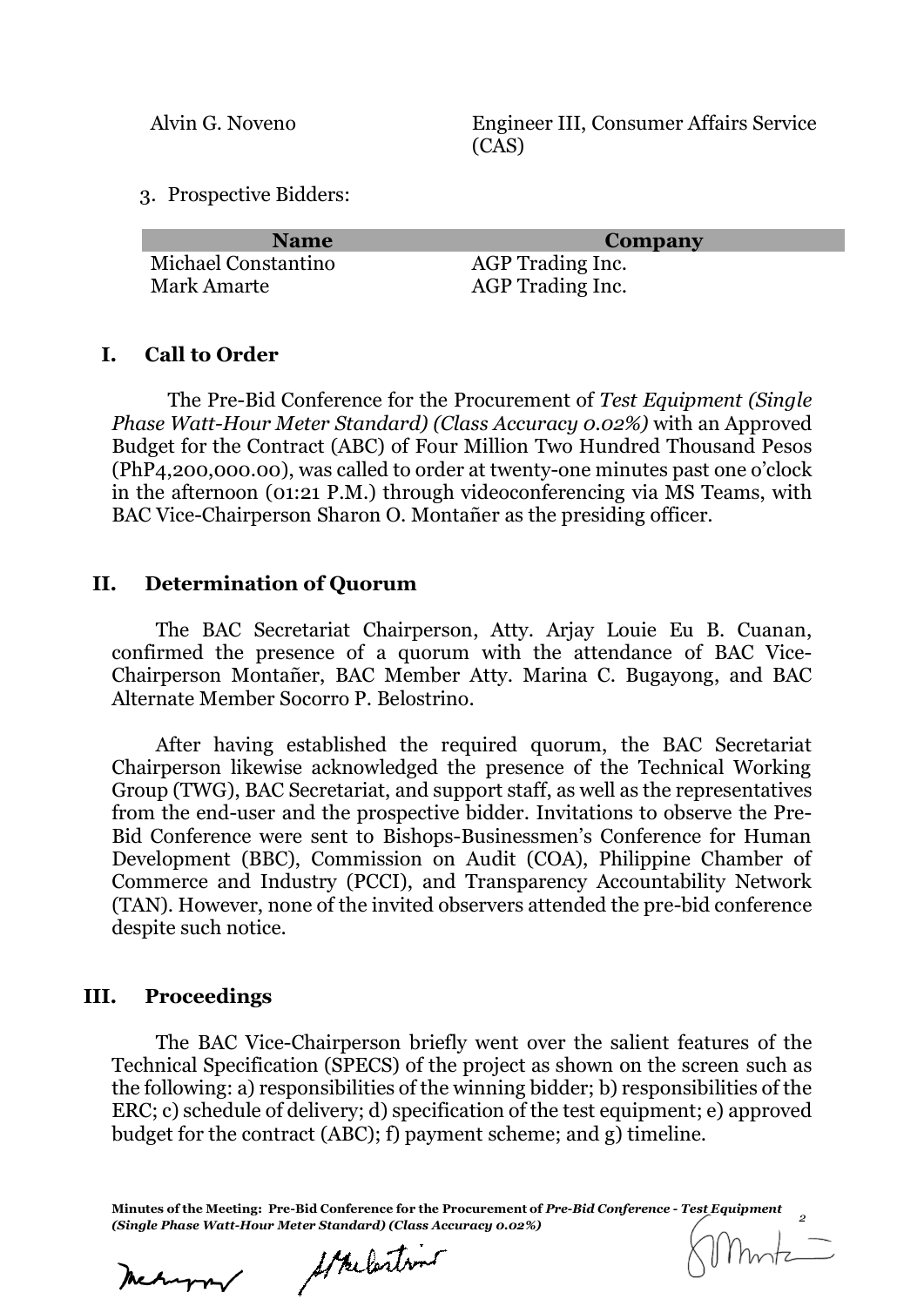| | |
|---|---|
| Alvin G. Noveno | Engineer III, Consumer Affairs Service (CAS) |

3. Prospective Bidders:

| Name | Company |
|---|---|
| Michael Constantino | AGP Trading Inc. |
| Mark Amarte | AGP Trading Inc. |

## I. Call to Order

The Pre-Bid Conference for the Procurement of *Test Equipment (Single Phase Watt-Hour Meter Standard) (Class Accuracy 0.02%)* with an Approved Budget for the Contract (ABC) of Four Million Two Hundred Thousand Pesos (PhP4,200,000.00), was called to order at twenty-one minutes past one o'clock in the afternoon (01:21 P.M.) through videoconferencing via MS Teams, with BAC Vice-Chairperson Sharon O. Montañer as the presiding officer.

## II. Determination of Quorum

The BAC Secretariat Chairperson, Atty. Arjay Louie Eu B. Cuanan, confirmed the presence of a quorum with the attendance of BAC Vice-Chairperson Montañer, BAC Member Atty. Marina C. Bugayong, and BAC Alternate Member Socorro P. Belostrino.

After having established the required quorum, the BAC Secretariat Chairperson likewise acknowledged the presence of the Technical Working Group (TWG), BAC Secretariat, and support staff, as well as the representatives from the end-user and the prospective bidder. Invitations to observe the Pre-Bid Conference were sent to Bishops-Businessmen's Conference for Human Development (BBC), Commission on Audit (COA), Philippine Chamber of Commerce and Industry (PCCI), and Transparency Accountability Network (TAN). However, none of the invited observers attended the pre-bid conference despite such notice.

## III. Proceedings

The BAC Vice-Chairperson briefly went over the salient features of the Technical Specification (SPECS) of the project as shown on the screen such as the following: a) responsibilities of the winning bidder; b) responsibilities of the ERC; c) schedule of delivery; d) specification of the test equipment; e) approved budget for the contract (ABC); f) payment scheme; and g) timeline.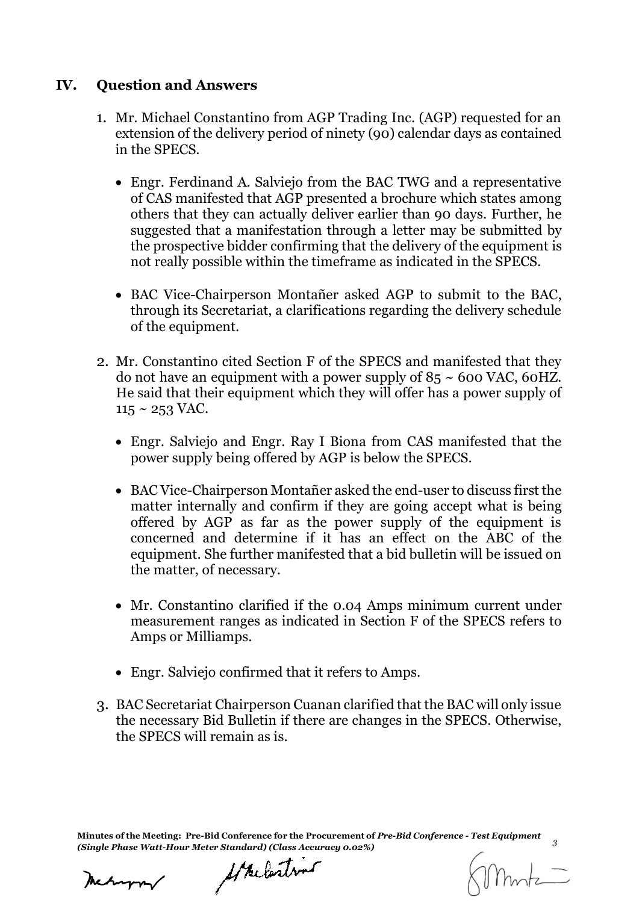## IV. Question and Answers

1. Mr. Michael Constantino from AGP Trading Inc. (AGP) requested for an extension of the delivery period of ninety (90) calendar days as contained in the SPECS.

    - Engr. Ferdinand A. Salviejo from the BAC TWG and a representative of CAS manifested that AGP presented a brochure which states among others that they can actually deliver earlier than 90 days. Further, he suggested that a manifestation through a letter may be submitted by the prospective bidder confirming that the delivery of the equipment is not really possible within the timeframe as indicated in the SPECS.

    - BAC Vice-Chairperson Montañer asked AGP to submit to the BAC, through its Secretariat, a clarifications regarding the delivery schedule of the equipment.

2. Mr. Constantino cited Section F of the SPECS and manifested that they do not have an equipment with a power supply of 85 ~ 600 VAC, 60HZ. He said that their equipment which they will offer has a power supply of 115 ~ 253 VAC.

    - Engr. Salviejo and Engr. Ray I Biona from CAS manifested that the power supply being offered by AGP is below the SPECS.

    - BAC Vice-Chairperson Montañer asked the end-user to discuss first the matter internally and confirm if they are going accept what is being offered by AGP as far as the power supply of the equipment is concerned and determine if it has an effect on the ABC of the equipment. She further manifested that a bid bulletin will be issued on the matter, of necessary.

    - Mr. Constantino clarified if the 0.04 Amps minimum current under measurement ranges as indicated in Section F of the SPECS refers to Amps or Milliamps.

    - Engr. Salviejo confirmed that it refers to Amps.

3. BAC Secretariat Chairperson Cuanan clarified that the BAC will only issue the necessary Bid Bulletin if there are changes in the SPECS. Otherwise, the SPECS will remain as is.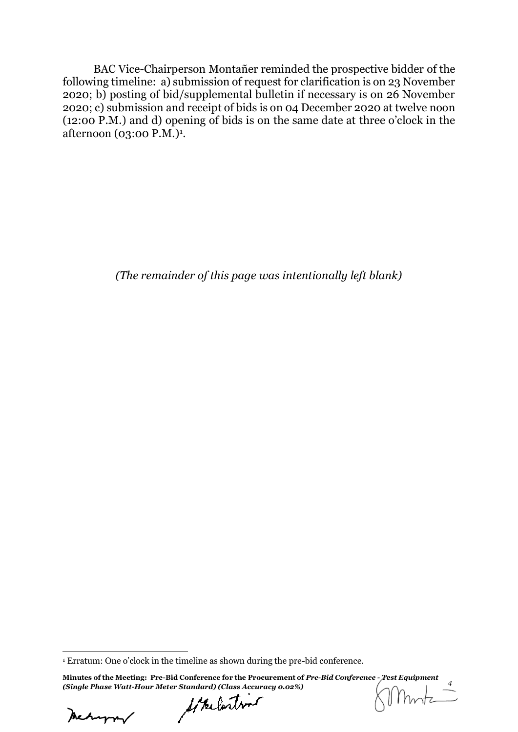BAC Vice-Chairperson Montañer reminded the prospective bidder of the following timeline: a) submission of request for clarification is on 23 November 2020; b) posting of bid/supplemental bulletin if necessary is on 26 November 2020; c) submission and receipt of bids is on 04 December 2020 at twelve noon (12:00 P.M.) and d) opening of bids is on the same date at three o'clock in the afternoon (03:00 P.M.)[1].

*(The remainder of this page was intentionally left blank)*

[1] Erratum: One o'clock in the timeline as shown during the pre-bid conference.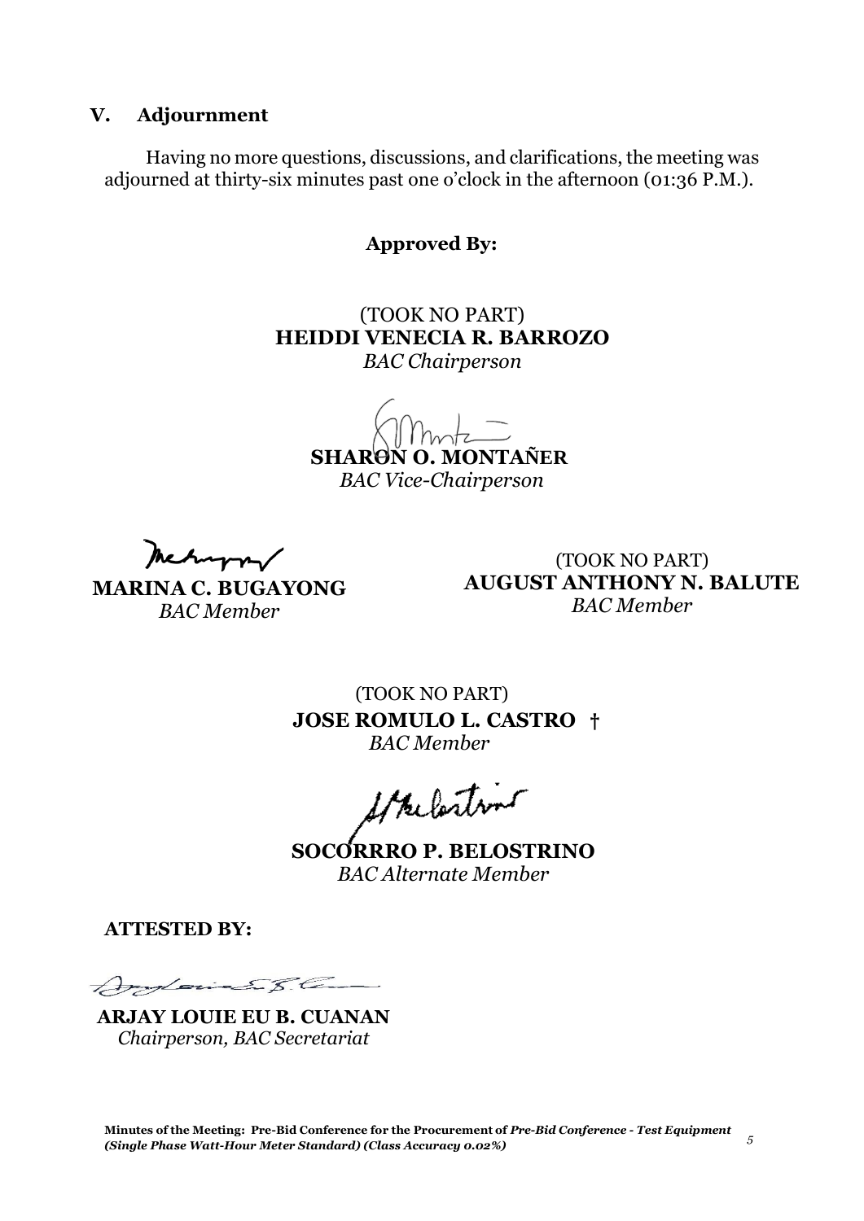## V. Adjournment

Having no more questions, discussions, and clarifications, the meeting was adjourned at thirty-six minutes past one o'clock in the afternoon (01:36 P.M.).

**Approved By:**

(TOOK NO PART)
**HEIDDI VENECIA R. BARROZO**
*BAC Chairperson*

**SHARON O. MONTAÑER**
*BAC Vice-Chairperson*

**MARINA C. BUGAYONG**
*BAC Member*

(TOOK NO PART)
**AUGUST ANTHONY N. BALUTE**
*BAC Member*

(TOOK NO PART)
**JOSE ROMULO L. CASTRO †**
*BAC Member*

**SOCORRRO P. BELOSTRINO**
*BAC Alternate Member*

**ATTESTED BY:**

**ARJAY LOUIE EU B. CUANAN**
*Chairperson, BAC Secretariat*

**Minutes of the Meeting: Pre-Bid Conference for the Procurement of *Pre-Bid Conference - Test Equipment (Single Phase Watt-Hour Meter Standard) (Class Accuracy 0.02%)***